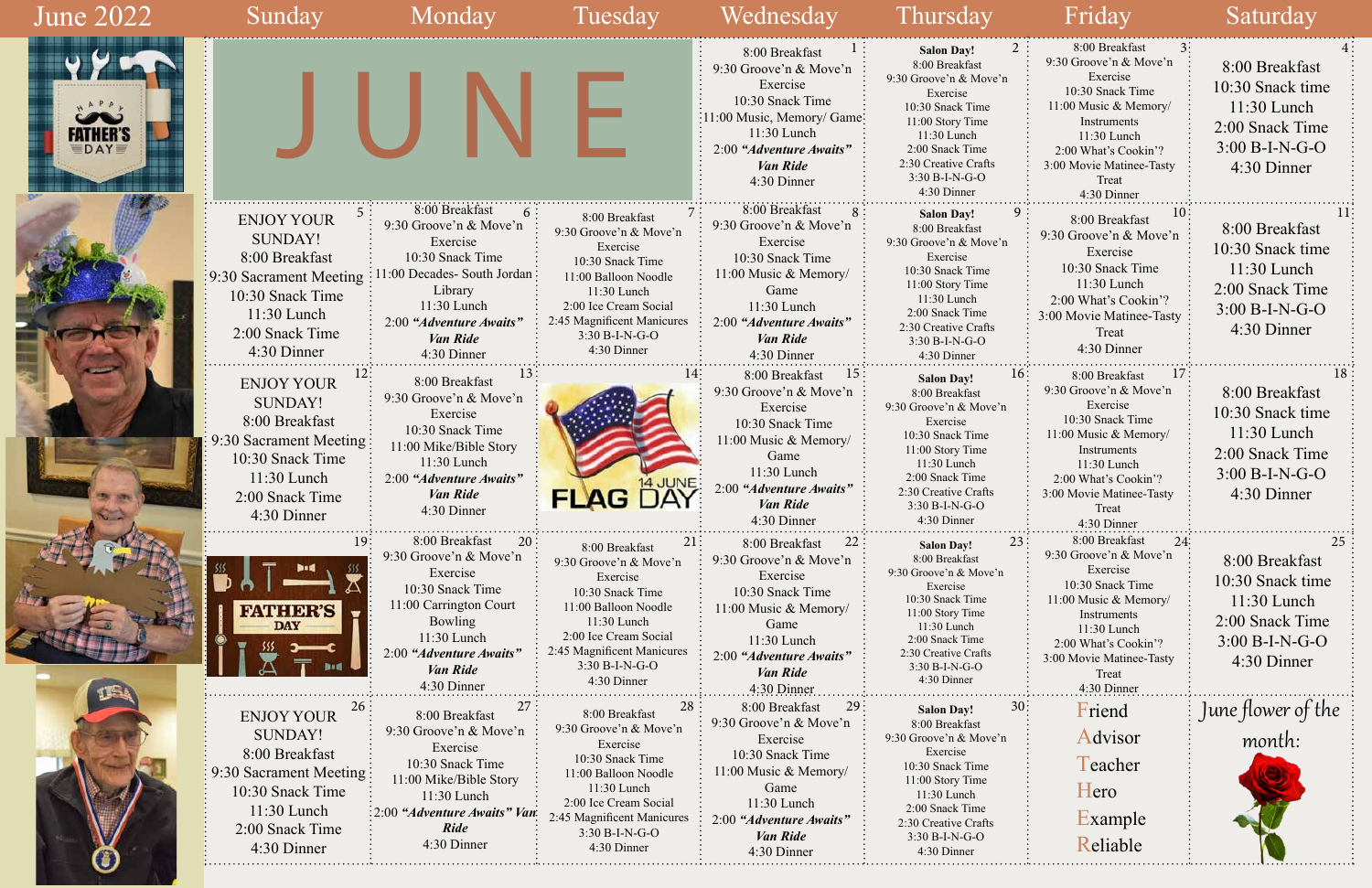# June 2022

| Sunday | Monday | Tuesday | Wednesday | Thursday | Friday | Saturday |
|---|---|---|---|---|---|---|
| JUNE | | | **1** 8:00 Breakfast<br>9:30 Groove'n & Move'n Exercise<br>10:30 Snack Time<br>11:00 Music, Memory/ Game<br>11:30 Lunch<br>2:00 ***"Adventure Awaits" Van Ride***<br>4:30 Dinner | **2** **Salon Day!**<br>8:00 Breakfast<br>9:30 Groove'n & Move'n Exercise<br>10:30 Snack Time<br>11:00 Story Time<br>11:30 Lunch<br>2:00 Snack Time<br>2:30 Creative Crafts<br>3:30 B-I-N-G-O<br>4:30 Dinner | **3** 8:00 Breakfast<br>9:30 Groove'n & Move'n Exercise<br>10:30 Snack Time<br>11:00 Music & Memory/ Instruments<br>11:30 Lunch<br>2:00 What's Cookin'?<br>3:00 Movie Matinee-Tasty Treat<br>4:30 Dinner | **4** 8:00 Breakfast<br>10:30 Snack time<br>11:30 Lunch<br>2:00 Snack Time<br>3:00 B-I-N-G-O<br>4:30 Dinner |
| **5** ENJOY YOUR SUNDAY!<br>8:00 Breakfast<br>9:30 Sacrament Meeting<br>10:30 Snack Time<br>11:30 Lunch<br>2:00 Snack Time<br>4:30 Dinner | **6** 8:00 Breakfast<br>9:30 Groove'n & Move'n Exercise<br>10:30 Snack Time<br>11:00 Decades- South Jordan Library<br>11:30 Lunch<br>2:00 ***"Adventure Awaits" Van Ride***<br>4:30 Dinner | **7** 8:00 Breakfast<br>9:30 Groove'n & Move'n Exercise<br>10:30 Snack Time<br>11:00 Balloon Noodle<br>11:30 Lunch<br>2:00 Ice Cream Social<br>2:45 Magnificent Manicures<br>3:30 B-I-N-G-O<br>4:30 Dinner | **8** 8:00 Breakfast<br>9:30 Groove'n & Move'n Exercise<br>10:30 Snack Time<br>11:00 Music & Memory/ Game<br>11:30 Lunch<br>2:00 ***"Adventure Awaits" Van Ride***<br>4:30 Dinner | **9** **Salon Day!**<br>8:00 Breakfast<br>9:30 Groove'n & Move'n Exercise<br>10:30 Snack Time<br>11:00 Story Time<br>11:30 Lunch<br>2:00 Snack Time<br>2:30 Creative Crafts<br>3:30 B-I-N-G-O<br>4:30 Dinner | **10** 8:00 Breakfast<br>9:30 Groove'n & Move'n Exercise<br>10:30 Snack Time<br>11:30 Lunch<br>2:00 What's Cookin'?<br>3:00 Movie Matinee-Tasty Treat<br>4:30 Dinner | **11** 8:00 Breakfast<br>10:30 Snack time<br>11:30 Lunch<br>2:00 Snack Time<br>3:00 B-I-N-G-O<br>4:30 Dinner |
| **12** ENJOY YOUR SUNDAY!<br>8:00 Breakfast<br>9:30 Sacrament Meeting<br>10:30 Snack Time<br>11:30 Lunch<br>2:00 Snack Time<br>4:30 Dinner | **13** 8:00 Breakfast<br>9:30 Groove'n & Move'n Exercise<br>10:30 Snack Time<br>11:00 Mike/Bible Story<br>11:30 Lunch<br>2:00 ***"Adventure Awaits" Van Ride***<br>4:30 Dinner | **14** 14 JUNE FLAG DAY | **15** 8:00 Breakfast<br>9:30 Groove'n & Move'n Exercise<br>10:30 Snack Time<br>11:00 Music & Memory/ Game<br>11:30 Lunch<br>2:00 ***"Adventure Awaits" Van Ride***<br>4:30 Dinner | **16** **Salon Day!**<br>8:00 Breakfast<br>9:30 Groove'n & Move'n Exercise<br>10:30 Snack Time<br>11:00 Story Time<br>11:30 Lunch<br>2:00 Snack Time<br>2:30 Creative Crafts<br>3:30 B-I-N-G-O<br>4:30 Dinner | **17** 8:00 Breakfast<br>9:30 Groove'n & Move'n Exercise<br>10:30 Snack Time<br>11:00 Music & Memory/ Instruments<br>11:30 Lunch<br>2:00 What's Cookin'?<br>3:00 Movie Matinee-Tasty Treat<br>4:30 Dinner | **18** 8:00 Breakfast<br>10:30 Snack time<br>11:30 Lunch<br>2:00 Snack Time<br>3:00 B-I-N-G-O<br>4:30 Dinner |
| **19** FATHER'S DAY | **20** 8:00 Breakfast<br>9:30 Groove'n & Move'n Exercise<br>10:30 Snack Time<br>11:00 Carrington Court Bowling<br>11:30 Lunch<br>2:00 ***"Adventure Awaits" Van Ride***<br>4:30 Dinner | **21** 8:00 Breakfast<br>9:30 Groove'n & Move'n Exercise<br>10:30 Snack Time<br>11:00 Balloon Noodle<br>11:30 Lunch<br>2:00 Ice Cream Social<br>2:45 Magnificent Manicures<br>3:30 B-I-N-G-O<br>4:30 Dinner | **22** 8:00 Breakfast<br>9:30 Groove'n & Move'n Exercise<br>10:30 Snack Time<br>11:00 Music & Memory/ Game<br>11:30 Lunch<br>2:00 ***"Adventure Awaits" Van Ride***<br>4:30 Dinner | **23** **Salon Day!**<br>8:00 Breakfast<br>9:30 Groove'n & Move'n Exercise<br>10:30 Snack Time<br>11:00 Story Time<br>11:30 Lunch<br>2:00 Snack Time<br>2:30 Creative Crafts<br>3:30 B-I-N-G-O<br>4:30 Dinner | **24** 8:00 Breakfast<br>9:30 Groove'n & Move'n Exercise<br>10:30 Snack Time<br>11:00 Music & Memory/ Instruments<br>11:30 Lunch<br>2:00 What's Cookin'?<br>3:00 Movie Matinee-Tasty Treat<br>4:30 Dinner | **25** 8:00 Breakfast<br>10:30 Snack time<br>11:30 Lunch<br>2:00 Snack Time<br>3:00 B-I-N-G-O<br>4:30 Dinner |
| **26** ENJOY YOUR SUNDAY!<br>8:00 Breakfast<br>9:30 Sacrament Meeting<br>10:30 Snack Time<br>11:30 Lunch<br>2:00 Snack Time<br>4:30 Dinner | **27** 8:00 Breakfast<br>9:30 Groove'n & Move'n Exercise<br>10:30 Snack Time<br>11:00 Mike/Bible Story<br>11:30 Lunch<br>2:00 ***"Adventure Awaits" Van Ride***<br>4:30 Dinner | **28** 8:00 Breakfast<br>9:30 Groove'n & Move'n Exercise<br>10:30 Snack Time<br>11:00 Balloon Noodle<br>11:30 Lunch<br>2:00 Ice Cream Social<br>2:45 Magnificent Manicures<br>3:30 B-I-N-G-O<br>4:30 Dinner | **29** 8:00 Breakfast<br>9:30 Groove'n & Move'n Exercise<br>10:30 Snack Time<br>11:00 Music & Memory/ Game<br>11:30 Lunch<br>2:00 ***"Adventure Awaits" Van Ride***<br>4:30 Dinner | **30** **Salon Day!**<br>8:00 Breakfast<br>9:30 Groove'n & Move'n Exercise<br>10:30 Snack Time<br>11:00 Story Time<br>11:30 Lunch<br>2:00 Snack Time<br>2:30 Creative Crafts<br>3:30 B-I-N-G-O<br>4:30 Dinner | Friend<br>Advisor<br>Teacher<br>Hero<br>Example<br>Reliable | June flower of the month: |

HAPPY FATHER'S DAY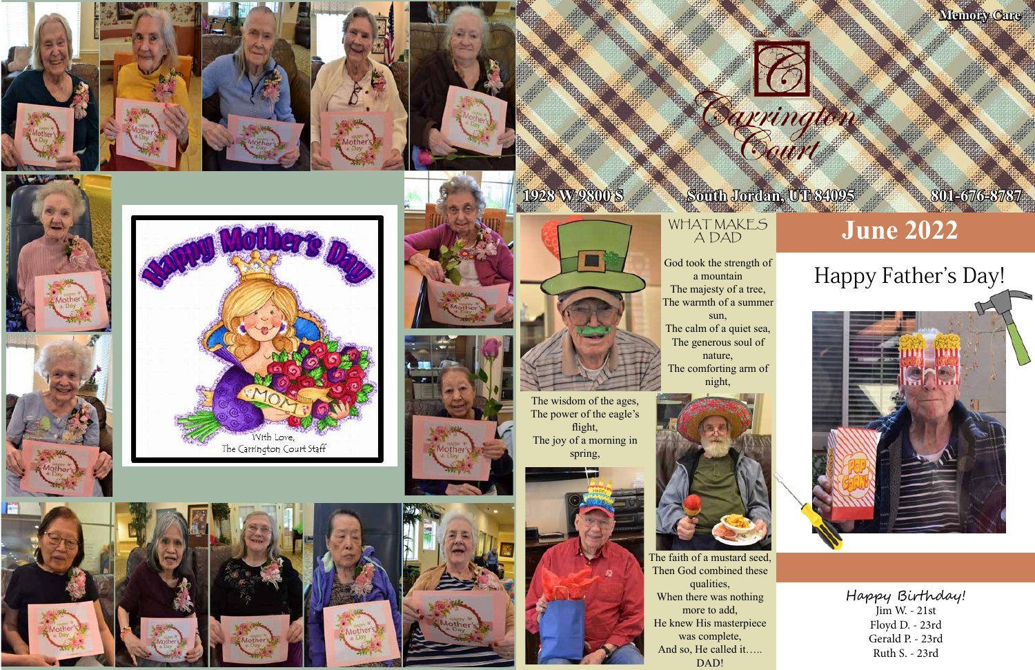Memory Care

Carrington Court

1928 W 9800 S

South Jordan, UT 84095

801-676-8787

Happy Mother's Day

With Love,
The Carrington Court Staff

## June 2022

# Happy Father's Day!

### WHAT MAKES A DAD

God took the strength of a mountain
The majesty of a tree,
The warmth of a summer sun,
The calm of a quiet sea,
The generous soul of nature,
The comforting arm of night,
The wisdom of the ages,
The power of the eagle's flight,
The joy of a morning in spring,
The faith of a mustard seed,
Then God combined these qualities,
When there was nothing more to add,
He knew His masterpiece was complete,
And so, He called it…..
DAD!

### Happy Birthday!

Jim W. - 21st
Floyd D. - 23rd
Gerald P. - 23rd
Ruth S. - 23rd